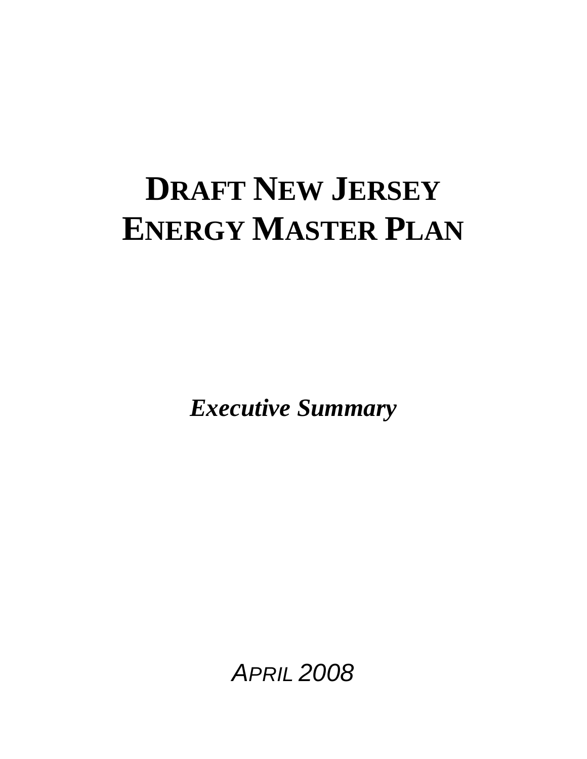# DRAFT NEW JERSEY ENERGY MASTER PLAN

***Executive Summary***

*APRIL 2008*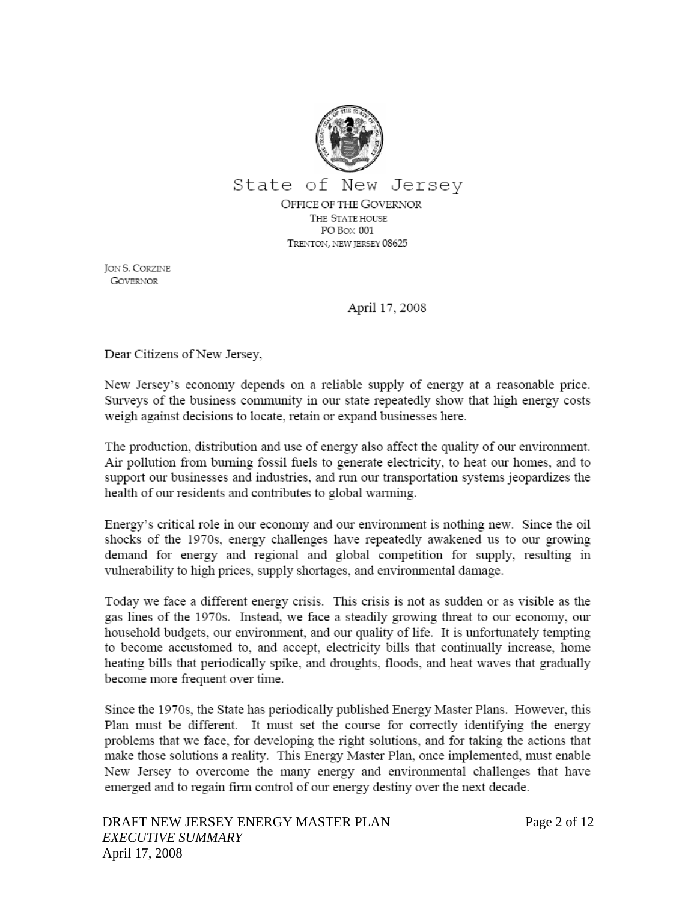State of New Jersey

OFFICE OF THE GOVERNOR
THE STATE HOUSE
PO BOX 001
TRENTON, NEW JERSEY 08625

JON S. CORZINE
GOVERNOR

April 17, 2008

Dear Citizens of New Jersey,

New Jersey's economy depends on a reliable supply of energy at a reasonable price. Surveys of the business community in our state repeatedly show that high energy costs weigh against decisions to locate, retain or expand businesses here.

The production, distribution and use of energy also affect the quality of our environment. Air pollution from burning fossil fuels to generate electricity, to heat our homes, and to support our businesses and industries, and run our transportation systems jeopardizes the health of our residents and contributes to global warming.

Energy's critical role in our economy and our environment is nothing new. Since the oil shocks of the 1970s, energy challenges have repeatedly awakened us to our growing demand for energy and regional and global competition for supply, resulting in vulnerability to high prices, supply shortages, and environmental damage.

Today we face a different energy crisis. This crisis is not as sudden or as visible as the gas lines of the 1970s. Instead, we face a steadily growing threat to our economy, our household budgets, our environment, and our quality of life. It is unfortunately tempting to become accustomed to, and accept, electricity bills that continually increase, home heating bills that periodically spike, and droughts, floods, and heat waves that gradually become more frequent over time.

Since the 1970s, the State has periodically published Energy Master Plans. However, this Plan must be different. It must set the course for correctly identifying the energy problems that we face, for developing the right solutions, and for taking the actions that make those solutions a reality. This Energy Master Plan, once implemented, must enable New Jersey to overcome the many energy and environmental challenges that have emerged and to regain firm control of our energy destiny over the next decade.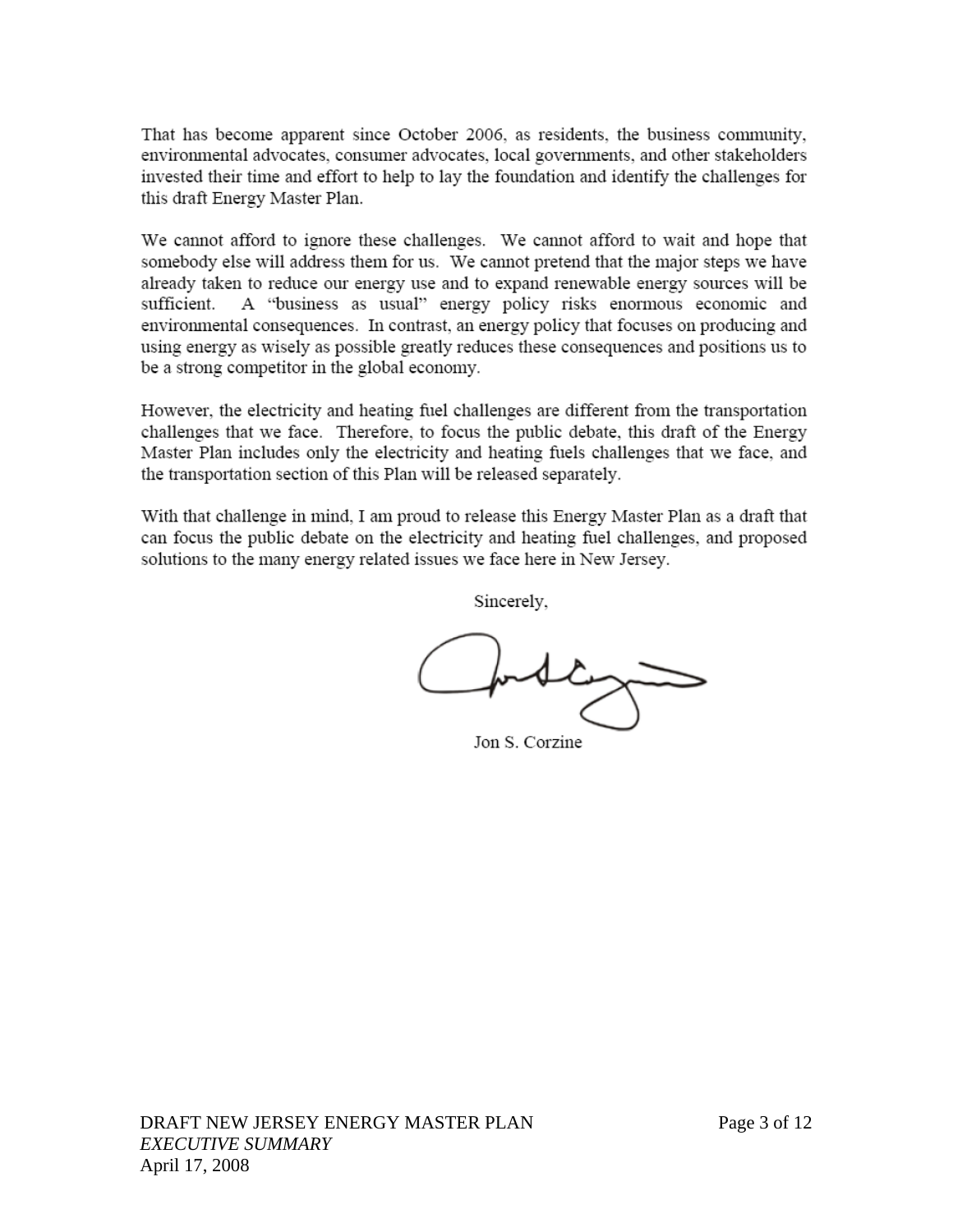That has become apparent since October 2006, as residents, the business community, environmental advocates, consumer advocates, local governments, and other stakeholders invested their time and effort to help to lay the foundation and identify the challenges for this draft Energy Master Plan.

We cannot afford to ignore these challenges. We cannot afford to wait and hope that somebody else will address them for us. We cannot pretend that the major steps we have already taken to reduce our energy use and to expand renewable energy sources will be sufficient. A "business as usual" energy policy risks enormous economic and environmental consequences. In contrast, an energy policy that focuses on producing and using energy as wisely as possible greatly reduces these consequences and positions us to be a strong competitor in the global economy.

However, the electricity and heating fuel challenges are different from the transportation challenges that we face. Therefore, to focus the public debate, this draft of the Energy Master Plan includes only the electricity and heating fuels challenges that we face, and the transportation section of this Plan will be released separately.

With that challenge in mind, I am proud to release this Energy Master Plan as a draft that can focus the public debate on the electricity and heating fuel challenges, and proposed solutions to the many energy related issues we face here in New Jersey.

Sincerely,

Jon S. Corzine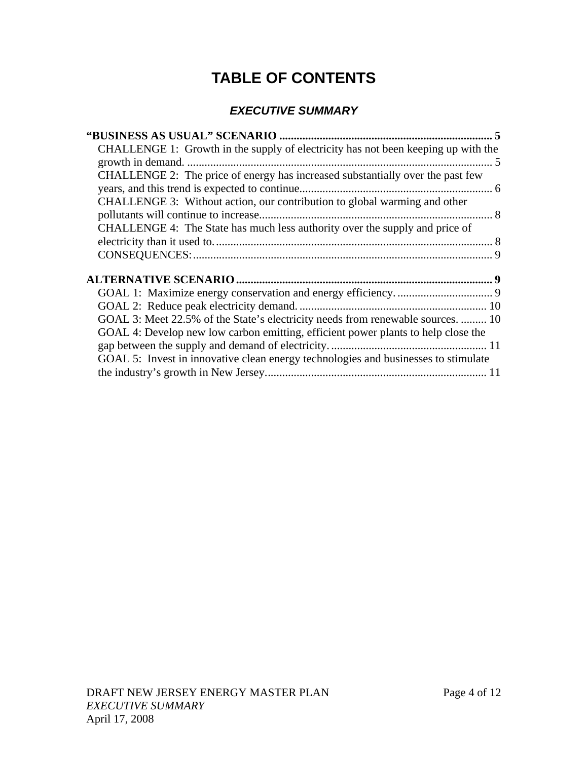# TABLE OF CONTENTS

## *EXECUTIVE SUMMARY*

**"BUSINESS AS USUAL" SCENARIO .......................................................................... 5**

CHALLENGE 1: Growth in the supply of electricity has not been keeping up with the growth in demand. ......................................................................................................... 5

CHALLENGE 2: The price of energy has increased substantially over the past few years, and this trend is expected to continue................................................................... 6

CHALLENGE 3: Without action, our contribution to global warming and other pollutants will continue to increase................................................................................ 8

CHALLENGE 4: The State has much less authority over the supply and price of electricity than it used to. ............................................................................................... 8

CONSEQUENCES: ...................................................................................................... 9

**ALTERNATIVE SCENARIO ......................................................................................... 9**

GOAL 1: Maximize energy conservation and energy efficiency. ................................. 9

GOAL 2: Reduce peak electricity demand. ................................................................ 10

GOAL 3: Meet 22.5% of the State's electricity needs from renewable sources. ......... 10

GOAL 4: Develop new low carbon emitting, efficient power plants to help close the gap between the supply and demand of electricity. ..................................................... 11

GOAL 5: Invest in innovative clean energy technologies and businesses to stimulate the industry's growth in New Jersey............................................................................ 11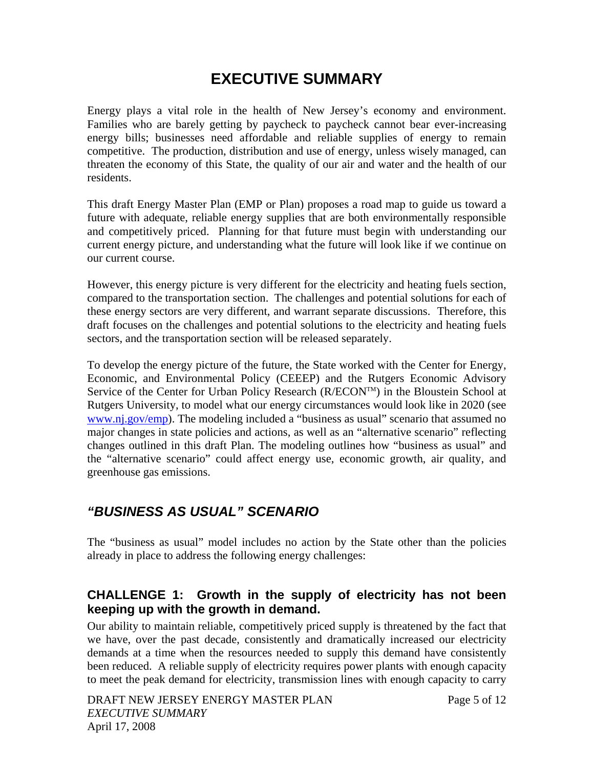# EXECUTIVE SUMMARY

Energy plays a vital role in the health of New Jersey's economy and environment. Families who are barely getting by paycheck to paycheck cannot bear ever-increasing energy bills; businesses need affordable and reliable supplies of energy to remain competitive. The production, distribution and use of energy, unless wisely managed, can threaten the economy of this State, the quality of our air and water and the health of our residents.

This draft Energy Master Plan (EMP or Plan) proposes a road map to guide us toward a future with adequate, reliable energy supplies that are both environmentally responsible and competitively priced. Planning for that future must begin with understanding our current energy picture, and understanding what the future will look like if we continue on our current course.

However, this energy picture is very different for the electricity and heating fuels section, compared to the transportation section. The challenges and potential solutions for each of these energy sectors are very different, and warrant separate discussions. Therefore, this draft focuses on the challenges and potential solutions to the electricity and heating fuels sectors, and the transportation section will be released separately.

To develop the energy picture of the future, the State worked with the Center for Energy, Economic, and Environmental Policy (CEEEP) and the Rutgers Economic Advisory Service of the Center for Urban Policy Research (R/ECON™) in the Bloustein School at Rutgers University, to model what our energy circumstances would look like in 2020 (see www.nj.gov/emp). The modeling included a "business as usual" scenario that assumed no major changes in state policies and actions, as well as an "alternative scenario" reflecting changes outlined in this draft Plan. The modeling outlines how "business as usual" and the "alternative scenario" could affect energy use, economic growth, air quality, and greenhouse gas emissions.

## *"BUSINESS AS USUAL" SCENARIO*

The "business as usual" model includes no action by the State other than the policies already in place to address the following energy challenges:

### CHALLENGE 1: Growth in the supply of electricity has not been keeping up with the growth in demand.

Our ability to maintain reliable, competitively priced supply is threatened by the fact that we have, over the past decade, consistently and dramatically increased our electricity demands at a time when the resources needed to supply this demand have consistently been reduced. A reliable supply of electricity requires power plants with enough capacity to meet the peak demand for electricity, transmission lines with enough capacity to carry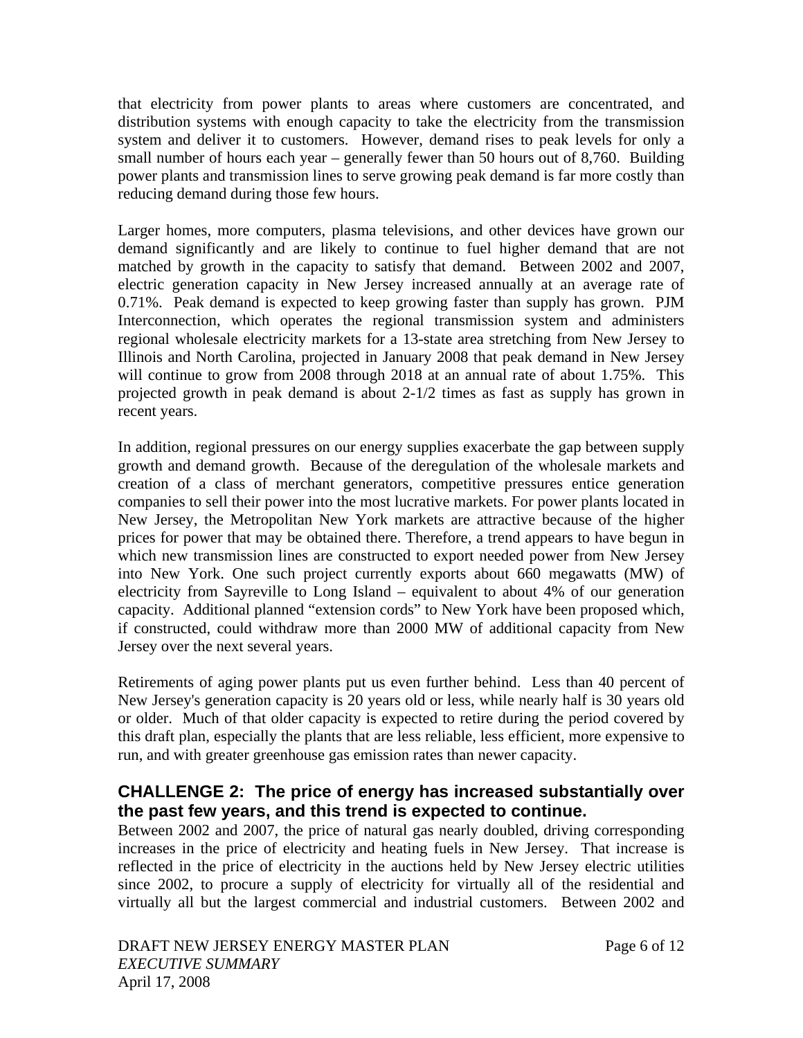that electricity from power plants to areas where customers are concentrated, and distribution systems with enough capacity to take the electricity from the transmission system and deliver it to customers. However, demand rises to peak levels for only a small number of hours each year – generally fewer than 50 hours out of 8,760. Building power plants and transmission lines to serve growing peak demand is far more costly than reducing demand during those few hours.

Larger homes, more computers, plasma televisions, and other devices have grown our demand significantly and are likely to continue to fuel higher demand that are not matched by growth in the capacity to satisfy that demand. Between 2002 and 2007, electric generation capacity in New Jersey increased annually at an average rate of 0.71%. Peak demand is expected to keep growing faster than supply has grown. PJM Interconnection, which operates the regional transmission system and administers regional wholesale electricity markets for a 13-state area stretching from New Jersey to Illinois and North Carolina, projected in January 2008 that peak demand in New Jersey will continue to grow from 2008 through 2018 at an annual rate of about 1.75%. This projected growth in peak demand is about 2-1/2 times as fast as supply has grown in recent years.

In addition, regional pressures on our energy supplies exacerbate the gap between supply growth and demand growth. Because of the deregulation of the wholesale markets and creation of a class of merchant generators, competitive pressures entice generation companies to sell their power into the most lucrative markets. For power plants located in New Jersey, the Metropolitan New York markets are attractive because of the higher prices for power that may be obtained there. Therefore, a trend appears to have begun in which new transmission lines are constructed to export needed power from New Jersey into New York. One such project currently exports about 660 megawatts (MW) of electricity from Sayreville to Long Island – equivalent to about 4% of our generation capacity. Additional planned "extension cords" to New York have been proposed which, if constructed, could withdraw more than 2000 MW of additional capacity from New Jersey over the next several years.

Retirements of aging power plants put us even further behind. Less than 40 percent of New Jersey's generation capacity is 20 years old or less, while nearly half is 30 years old or older. Much of that older capacity is expected to retire during the period covered by this draft plan, especially the plants that are less reliable, less efficient, more expensive to run, and with greater greenhouse gas emission rates than newer capacity.

## CHALLENGE 2: The price of energy has increased substantially over the past few years, and this trend is expected to continue.

Between 2002 and 2007, the price of natural gas nearly doubled, driving corresponding increases in the price of electricity and heating fuels in New Jersey. That increase is reflected in the price of electricity in the auctions held by New Jersey electric utilities since 2002, to procure a supply of electricity for virtually all of the residential and virtually all but the largest commercial and industrial customers. Between 2002 and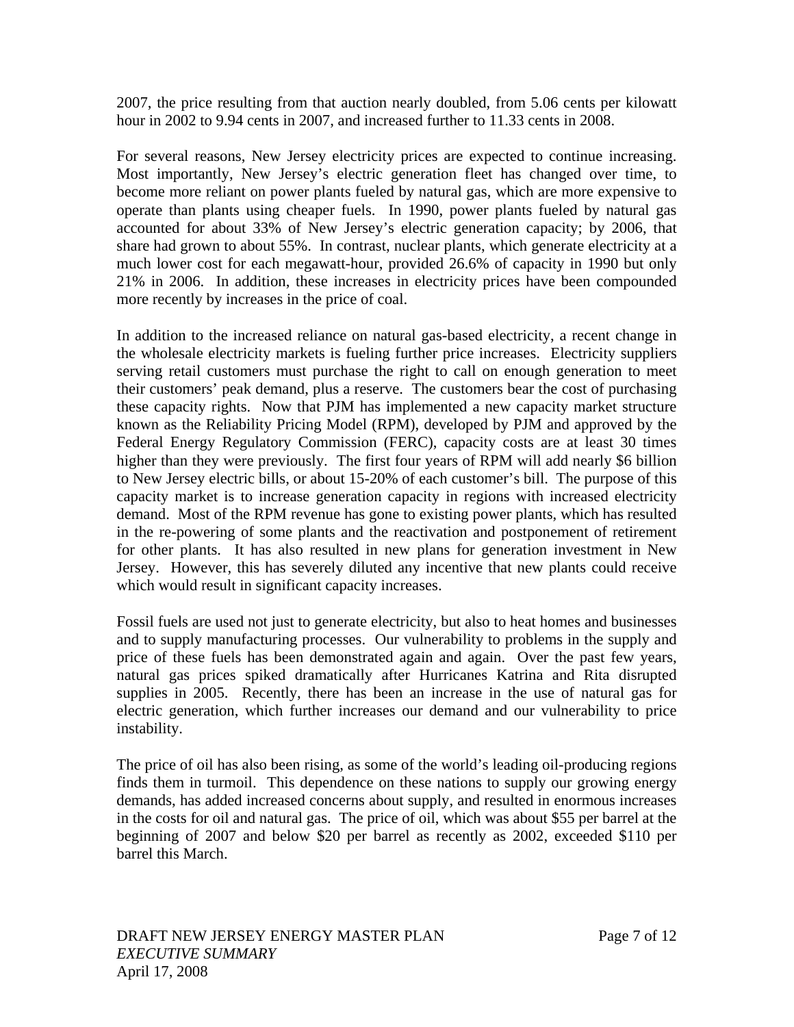2007, the price resulting from that auction nearly doubled, from 5.06 cents per kilowatt hour in 2002 to 9.94 cents in 2007, and increased further to 11.33 cents in 2008.

For several reasons, New Jersey electricity prices are expected to continue increasing. Most importantly, New Jersey's electric generation fleet has changed over time, to become more reliant on power plants fueled by natural gas, which are more expensive to operate than plants using cheaper fuels. In 1990, power plants fueled by natural gas accounted for about 33% of New Jersey's electric generation capacity; by 2006, that share had grown to about 55%. In contrast, nuclear plants, which generate electricity at a much lower cost for each megawatt-hour, provided 26.6% of capacity in 1990 but only 21% in 2006. In addition, these increases in electricity prices have been compounded more recently by increases in the price of coal.

In addition to the increased reliance on natural gas-based electricity, a recent change in the wholesale electricity markets is fueling further price increases. Electricity suppliers serving retail customers must purchase the right to call on enough generation to meet their customers' peak demand, plus a reserve. The customers bear the cost of purchasing these capacity rights. Now that PJM has implemented a new capacity market structure known as the Reliability Pricing Model (RPM), developed by PJM and approved by the Federal Energy Regulatory Commission (FERC), capacity costs are at least 30 times higher than they were previously. The first four years of RPM will add nearly $6 billion to New Jersey electric bills, or about 15-20% of each customer's bill. The purpose of this capacity market is to increase generation capacity in regions with increased electricity demand. Most of the RPM revenue has gone to existing power plants, which has resulted in the re-powering of some plants and the reactivation and postponement of retirement for other plants. It has also resulted in new plans for generation investment in New Jersey. However, this has severely diluted any incentive that new plants could receive which would result in significant capacity increases.

Fossil fuels are used not just to generate electricity, but also to heat homes and businesses and to supply manufacturing processes. Our vulnerability to problems in the supply and price of these fuels has been demonstrated again and again. Over the past few years, natural gas prices spiked dramatically after Hurricanes Katrina and Rita disrupted supplies in 2005. Recently, there has been an increase in the use of natural gas for electric generation, which further increases our demand and our vulnerability to price instability.

The price of oil has also been rising, as some of the world's leading oil-producing regions finds them in turmoil. This dependence on these nations to supply our growing energy demands, has added increased concerns about supply, and resulted in enormous increases in the costs for oil and natural gas. The price of oil, which was about $55 per barrel at the beginning of 2007 and below $20 per barrel as recently as 2002, exceeded $110 per barrel this March.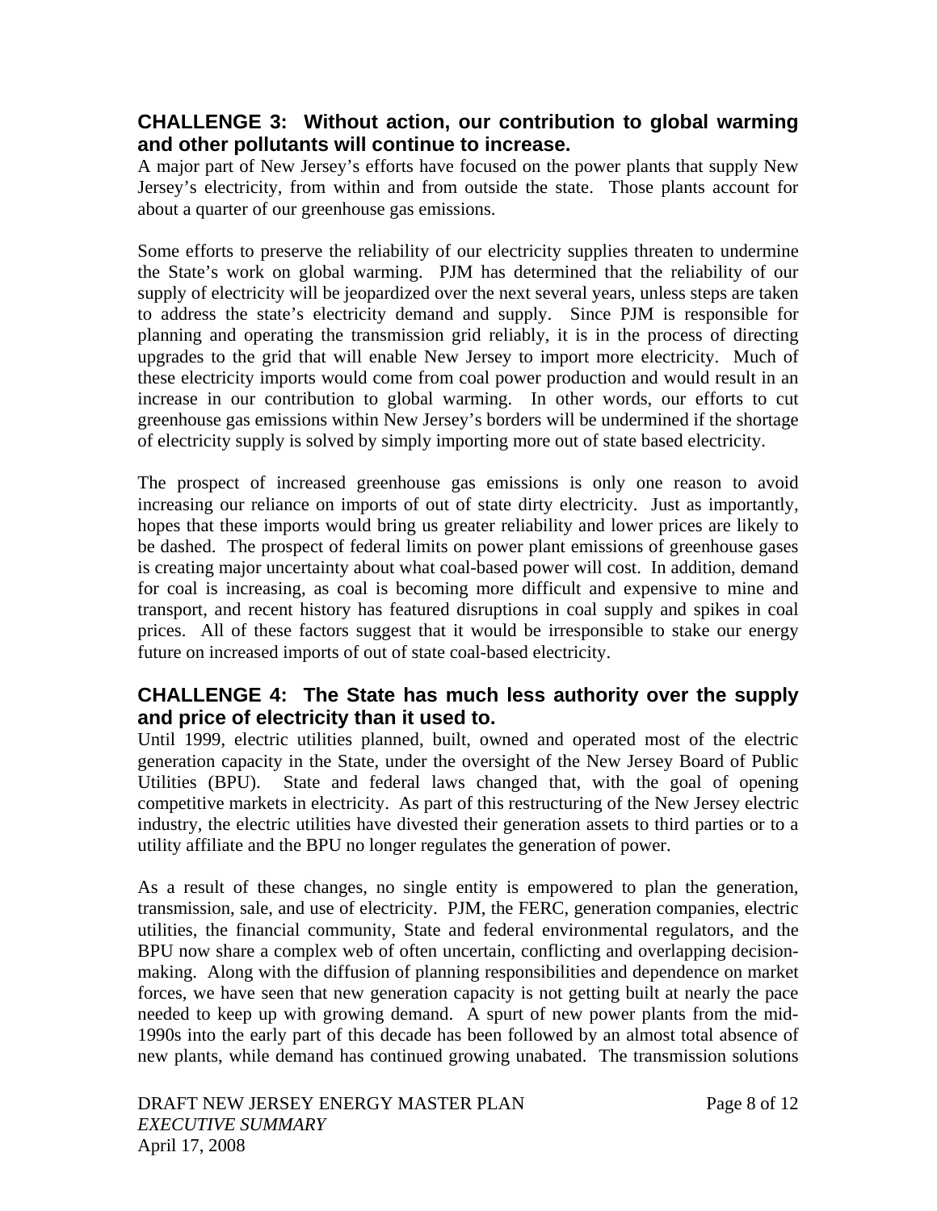## CHALLENGE 3: Without action, our contribution to global warming and other pollutants will continue to increase.

A major part of New Jersey's efforts have focused on the power plants that supply New Jersey's electricity, from within and from outside the state. Those plants account for about a quarter of our greenhouse gas emissions.

Some efforts to preserve the reliability of our electricity supplies threaten to undermine the State's work on global warming. PJM has determined that the reliability of our supply of electricity will be jeopardized over the next several years, unless steps are taken to address the state's electricity demand and supply. Since PJM is responsible for planning and operating the transmission grid reliably, it is in the process of directing upgrades to the grid that will enable New Jersey to import more electricity. Much of these electricity imports would come from coal power production and would result in an increase in our contribution to global warming. In other words, our efforts to cut greenhouse gas emissions within New Jersey's borders will be undermined if the shortage of electricity supply is solved by simply importing more out of state based electricity.

The prospect of increased greenhouse gas emissions is only one reason to avoid increasing our reliance on imports of out of state dirty electricity. Just as importantly, hopes that these imports would bring us greater reliability and lower prices are likely to be dashed. The prospect of federal limits on power plant emissions of greenhouse gases is creating major uncertainty about what coal-based power will cost. In addition, demand for coal is increasing, as coal is becoming more difficult and expensive to mine and transport, and recent history has featured disruptions in coal supply and spikes in coal prices. All of these factors suggest that it would be irresponsible to stake our energy future on increased imports of out of state coal-based electricity.

## CHALLENGE 4: The State has much less authority over the supply and price of electricity than it used to.

Until 1999, electric utilities planned, built, owned and operated most of the electric generation capacity in the State, under the oversight of the New Jersey Board of Public Utilities (BPU). State and federal laws changed that, with the goal of opening competitive markets in electricity. As part of this restructuring of the New Jersey electric industry, the electric utilities have divested their generation assets to third parties or to a utility affiliate and the BPU no longer regulates the generation of power.

As a result of these changes, no single entity is empowered to plan the generation, transmission, sale, and use of electricity. PJM, the FERC, generation companies, electric utilities, the financial community, State and federal environmental regulators, and the BPU now share a complex web of often uncertain, conflicting and overlapping decision-making. Along with the diffusion of planning responsibilities and dependence on market forces, we have seen that new generation capacity is not getting built at nearly the pace needed to keep up with growing demand. A spurt of new power plants from the mid-1990s into the early part of this decade has been followed by an almost total absence of new plants, while demand has continued growing unabated. The transmission solutions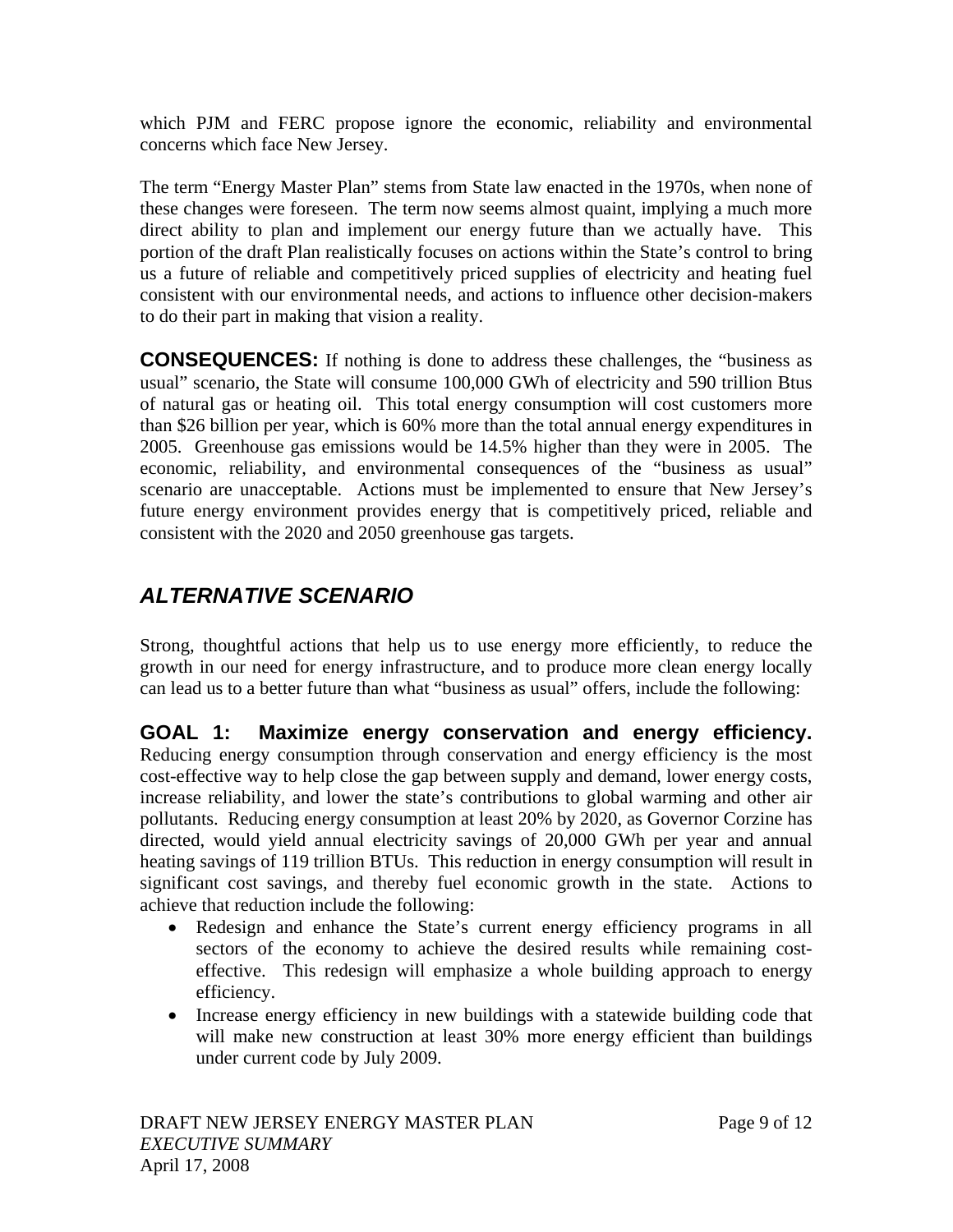which PJM and FERC propose ignore the economic, reliability and environmental concerns which face New Jersey.

The term "Energy Master Plan" stems from State law enacted in the 1970s, when none of these changes were foreseen. The term now seems almost quaint, implying a much more direct ability to plan and implement our energy future than we actually have. This portion of the draft Plan realistically focuses on actions within the State's control to bring us a future of reliable and competitively priced supplies of electricity and heating fuel consistent with our environmental needs, and actions to influence other decision-makers to do their part in making that vision a reality.

**CONSEQUENCES:** If nothing is done to address these challenges, the "business as usual" scenario, the State will consume 100,000 GWh of electricity and 590 trillion Btus of natural gas or heating oil. This total energy consumption will cost customers more than $26 billion per year, which is 60% more than the total annual energy expenditures in 2005. Greenhouse gas emissions would be 14.5% higher than they were in 2005. The economic, reliability, and environmental consequences of the "business as usual" scenario are unacceptable. Actions must be implemented to ensure that New Jersey's future energy environment provides energy that is competitively priced, reliable and consistent with the 2020 and 2050 greenhouse gas targets.

## *ALTERNATIVE SCENARIO*

Strong, thoughtful actions that help us to use energy more efficiently, to reduce the growth in our need for energy infrastructure, and to produce more clean energy locally can lead us to a better future than what "business as usual" offers, include the following:

**GOAL 1: Maximize energy conservation and energy efficiency.** Reducing energy consumption through conservation and energy efficiency is the most cost-effective way to help close the gap between supply and demand, lower energy costs, increase reliability, and lower the state's contributions to global warming and other air pollutants. Reducing energy consumption at least 20% by 2020, as Governor Corzine has directed, would yield annual electricity savings of 20,000 GWh per year and annual heating savings of 119 trillion BTUs. This reduction in energy consumption will result in significant cost savings, and thereby fuel economic growth in the state. Actions to achieve that reduction include the following:

- Redesign and enhance the State's current energy efficiency programs in all sectors of the economy to achieve the desired results while remaining cost-effective. This redesign will emphasize a whole building approach to energy efficiency.
- Increase energy efficiency in new buildings with a statewide building code that will make new construction at least 30% more energy efficient than buildings under current code by July 2009.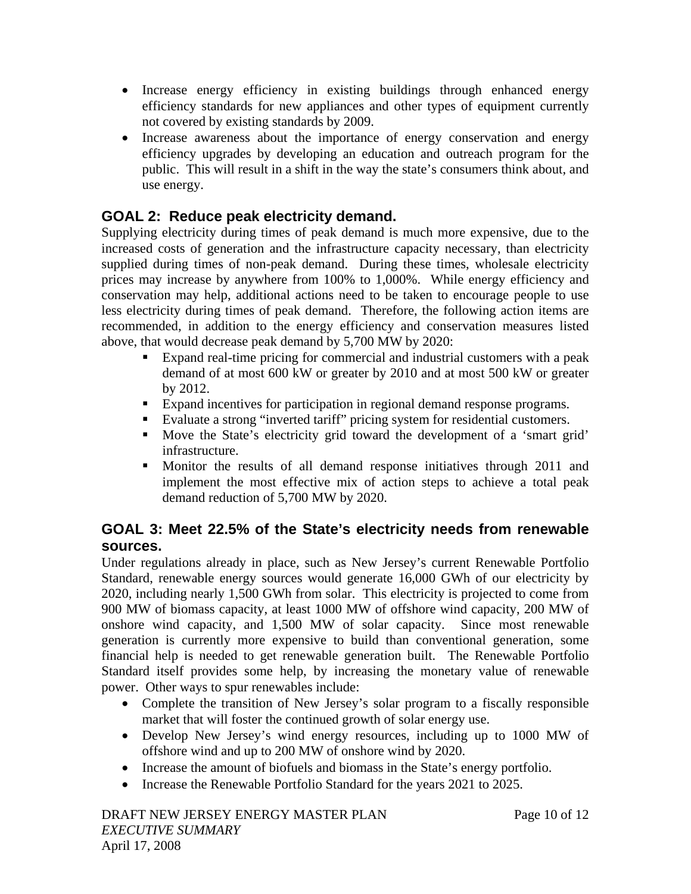- Increase energy efficiency in existing buildings through enhanced energy efficiency standards for new appliances and other types of equipment currently not covered by existing standards by 2009.
- Increase awareness about the importance of energy conservation and energy efficiency upgrades by developing an education and outreach program for the public. This will result in a shift in the way the state's consumers think about, and use energy.

## GOAL 2: Reduce peak electricity demand.

Supplying electricity during times of peak demand is much more expensive, due to the increased costs of generation and the infrastructure capacity necessary, than electricity supplied during times of non-peak demand. During these times, wholesale electricity prices may increase by anywhere from 100% to 1,000%. While energy efficiency and conservation may help, additional actions need to be taken to encourage people to use less electricity during times of peak demand. Therefore, the following action items are recommended, in addition to the energy efficiency and conservation measures listed above, that would decrease peak demand by 5,700 MW by 2020:

- Expand real-time pricing for commercial and industrial customers with a peak demand of at most 600 kW or greater by 2010 and at most 500 kW or greater by 2012.
- Expand incentives for participation in regional demand response programs.
- Evaluate a strong "inverted tariff" pricing system for residential customers.
- Move the State's electricity grid toward the development of a 'smart grid' infrastructure.
- Monitor the results of all demand response initiatives through 2011 and implement the most effective mix of action steps to achieve a total peak demand reduction of 5,700 MW by 2020.

## GOAL 3: Meet 22.5% of the State's electricity needs from renewable sources.

Under regulations already in place, such as New Jersey's current Renewable Portfolio Standard, renewable energy sources would generate 16,000 GWh of our electricity by 2020, including nearly 1,500 GWh from solar. This electricity is projected to come from 900 MW of biomass capacity, at least 1000 MW of offshore wind capacity, 200 MW of onshore wind capacity, and 1,500 MW of solar capacity. Since most renewable generation is currently more expensive to build than conventional generation, some financial help is needed to get renewable generation built. The Renewable Portfolio Standard itself provides some help, by increasing the monetary value of renewable power. Other ways to spur renewables include:

- Complete the transition of New Jersey's solar program to a fiscally responsible market that will foster the continued growth of solar energy use.
- Develop New Jersey's wind energy resources, including up to 1000 MW of offshore wind and up to 200 MW of onshore wind by 2020.
- Increase the amount of biofuels and biomass in the State's energy portfolio.
- Increase the Renewable Portfolio Standard for the years 2021 to 2025.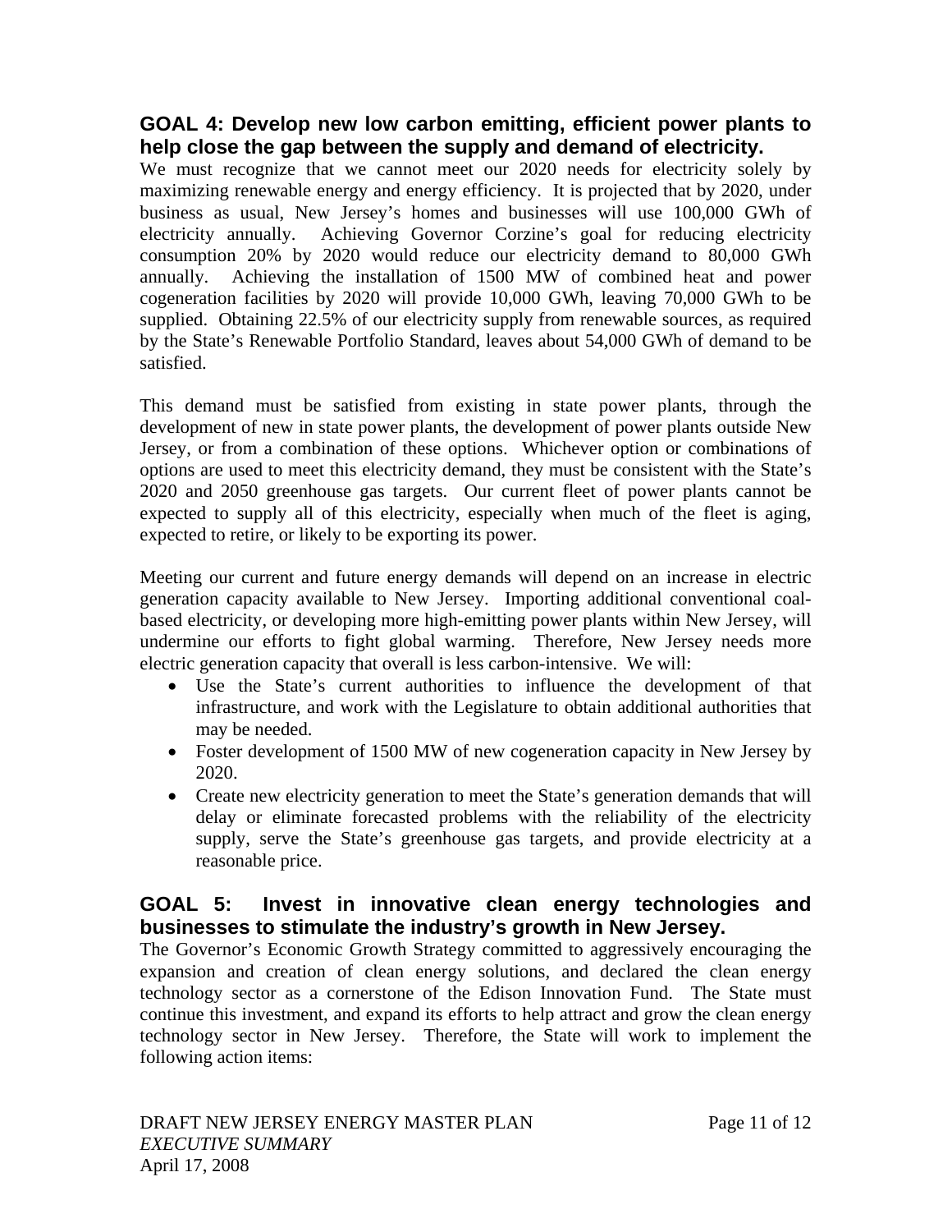## GOAL 4: Develop new low carbon emitting, efficient power plants to help close the gap between the supply and demand of electricity.

We must recognize that we cannot meet our 2020 needs for electricity solely by maximizing renewable energy and energy efficiency. It is projected that by 2020, under business as usual, New Jersey's homes and businesses will use 100,000 GWh of electricity annually. Achieving Governor Corzine's goal for reducing electricity consumption 20% by 2020 would reduce our electricity demand to 80,000 GWh annually. Achieving the installation of 1500 MW of combined heat and power cogeneration facilities by 2020 will provide 10,000 GWh, leaving 70,000 GWh to be supplied. Obtaining 22.5% of our electricity supply from renewable sources, as required by the State's Renewable Portfolio Standard, leaves about 54,000 GWh of demand to be satisfied.

This demand must be satisfied from existing in state power plants, through the development of new in state power plants, the development of power plants outside New Jersey, or from a combination of these options. Whichever option or combinations of options are used to meet this electricity demand, they must be consistent with the State's 2020 and 2050 greenhouse gas targets. Our current fleet of power plants cannot be expected to supply all of this electricity, especially when much of the fleet is aging, expected to retire, or likely to be exporting its power.

Meeting our current and future energy demands will depend on an increase in electric generation capacity available to New Jersey. Importing additional conventional coal-based electricity, or developing more high-emitting power plants within New Jersey, will undermine our efforts to fight global warming. Therefore, New Jersey needs more electric generation capacity that overall is less carbon-intensive. We will:

- Use the State's current authorities to influence the development of that infrastructure, and work with the Legislature to obtain additional authorities that may be needed.
- Foster development of 1500 MW of new cogeneration capacity in New Jersey by 2020.
- Create new electricity generation to meet the State's generation demands that will delay or eliminate forecasted problems with the reliability of the electricity supply, serve the State's greenhouse gas targets, and provide electricity at a reasonable price.

## GOAL 5: Invest in innovative clean energy technologies and businesses to stimulate the industry's growth in New Jersey.

The Governor's Economic Growth Strategy committed to aggressively encouraging the expansion and creation of clean energy solutions, and declared the clean energy technology sector as a cornerstone of the Edison Innovation Fund. The State must continue this investment, and expand its efforts to help attract and grow the clean energy technology sector in New Jersey. Therefore, the State will work to implement the following action items: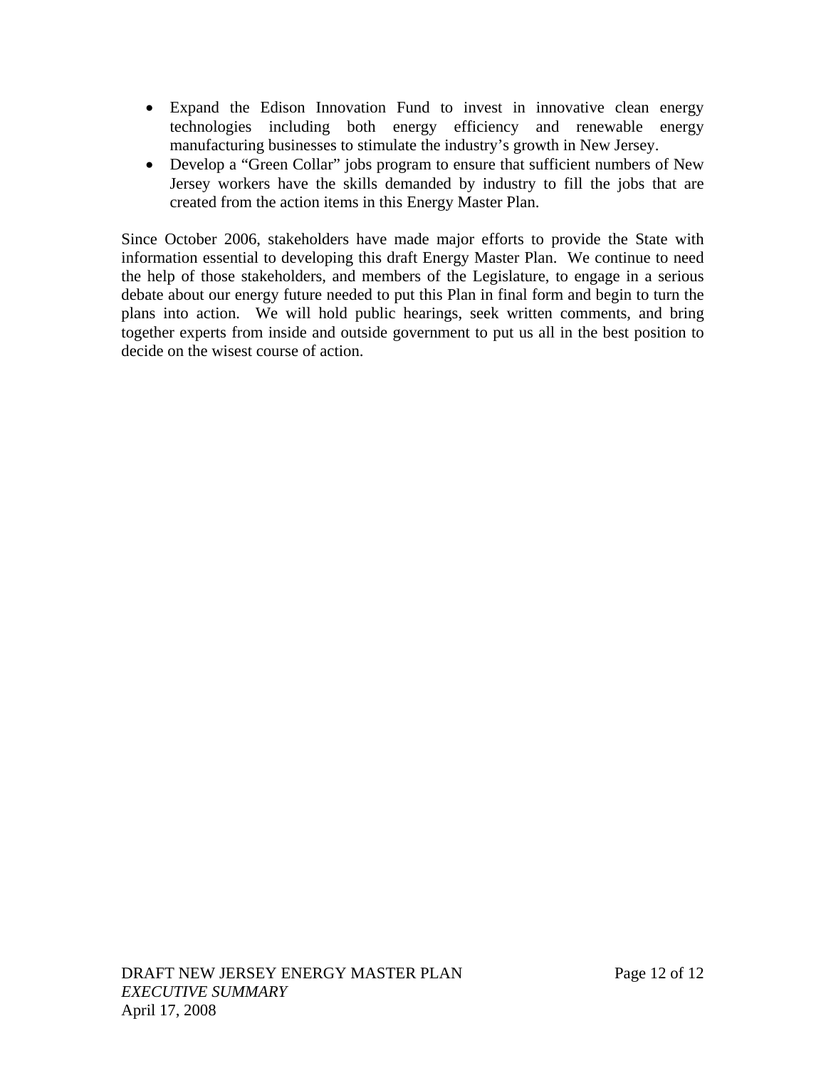- Expand the Edison Innovation Fund to invest in innovative clean energy technologies including both energy efficiency and renewable energy manufacturing businesses to stimulate the industry's growth in New Jersey.
- Develop a "Green Collar" jobs program to ensure that sufficient numbers of New Jersey workers have the skills demanded by industry to fill the jobs that are created from the action items in this Energy Master Plan.

Since October 2006, stakeholders have made major efforts to provide the State with information essential to developing this draft Energy Master Plan. We continue to need the help of those stakeholders, and members of the Legislature, to engage in a serious debate about our energy future needed to put this Plan in final form and begin to turn the plans into action. We will hold public hearings, seek written comments, and bring together experts from inside and outside government to put us all in the best position to decide on the wisest course of action.